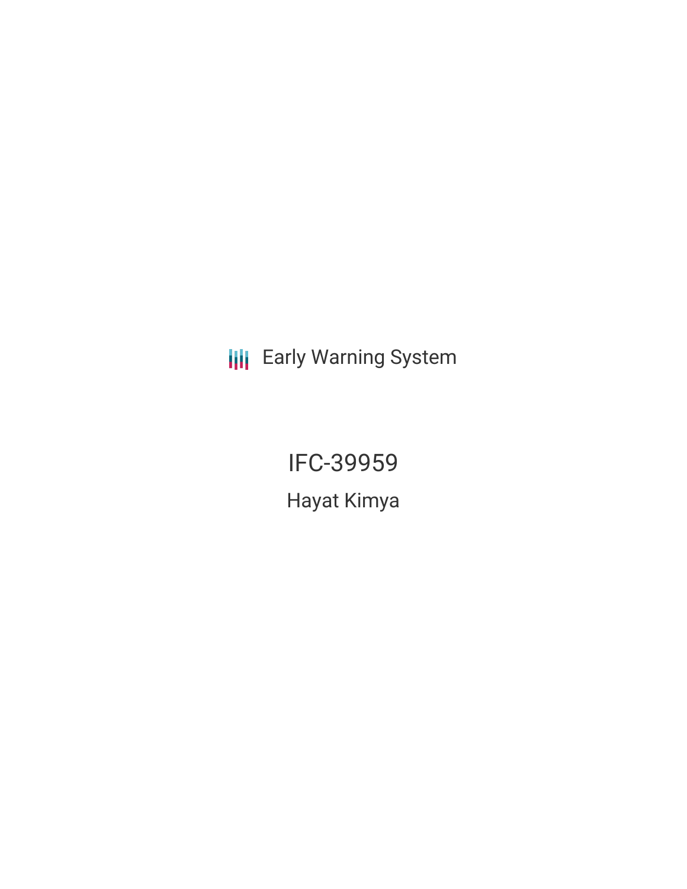Early Warning System

# IFC-39959

## Hayat Kimya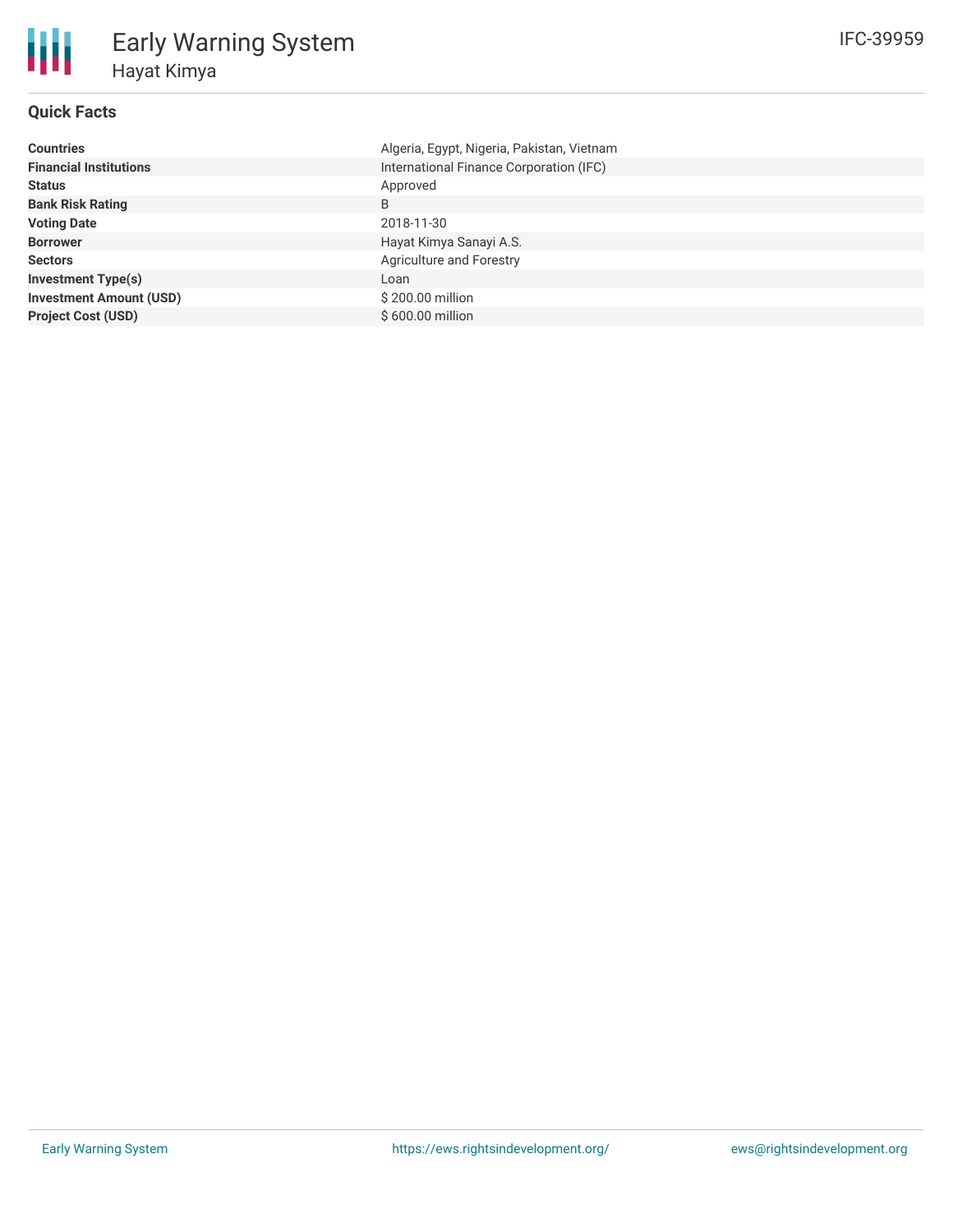# Early Warning System

## Hayat Kimya

IFC-39959

### Quick Facts

| | |
|---|---|
| **Countries** | Algeria, Egypt, Nigeria, Pakistan, Vietnam |
| **Financial Institutions** | International Finance Corporation (IFC) |
| **Status** | Approved |
| **Bank Risk Rating** | B |
| **Voting Date** | 2018-11-30 |
| **Borrower** | Hayat Kimya Sanayi A.S. |
| **Sectors** | Agriculture and Forestry |
| **Investment Type(s)** | Loan |
| **Investment Amount (USD)** | $ 200.00 million |
| **Project Cost (USD)** | $ 600.00 million |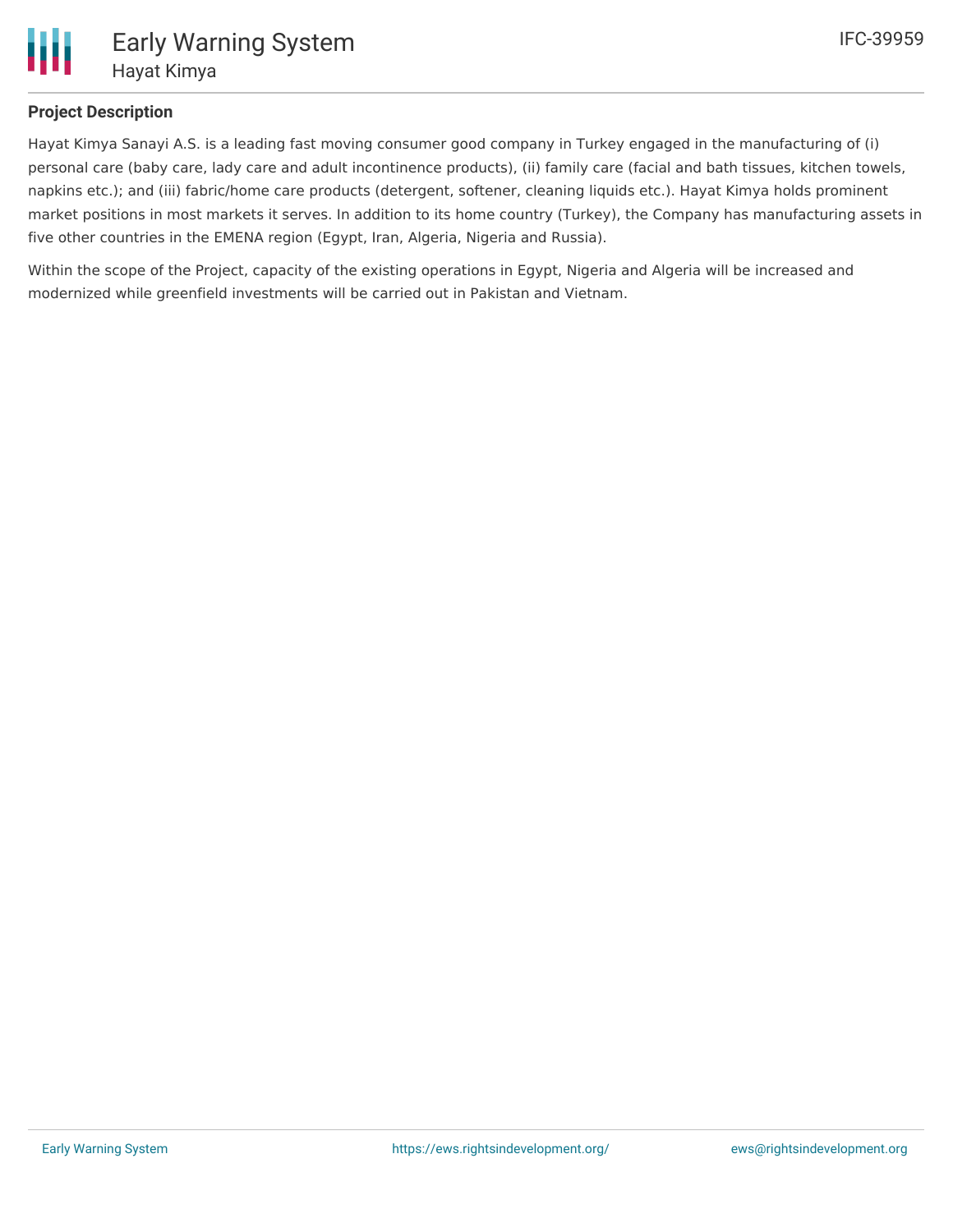## Project Description

Hayat Kimya Sanayi A.S. is a leading fast moving consumer good company in Turkey engaged in the manufacturing of (i) personal care (baby care, lady care and adult incontinence products), (ii) family care (facial and bath tissues, kitchen towels, napkins etc.); and (iii) fabric/home care products (detergent, softener, cleaning liquids etc.). Hayat Kimya holds prominent market positions in most markets it serves. In addition to its home country (Turkey), the Company has manufacturing assets in five other countries in the EMENA region (Egypt, Iran, Algeria, Nigeria and Russia).

Within the scope of the Project, capacity of the existing operations in Egypt, Nigeria and Algeria will be increased and modernized while greenfield investments will be carried out in Pakistan and Vietnam.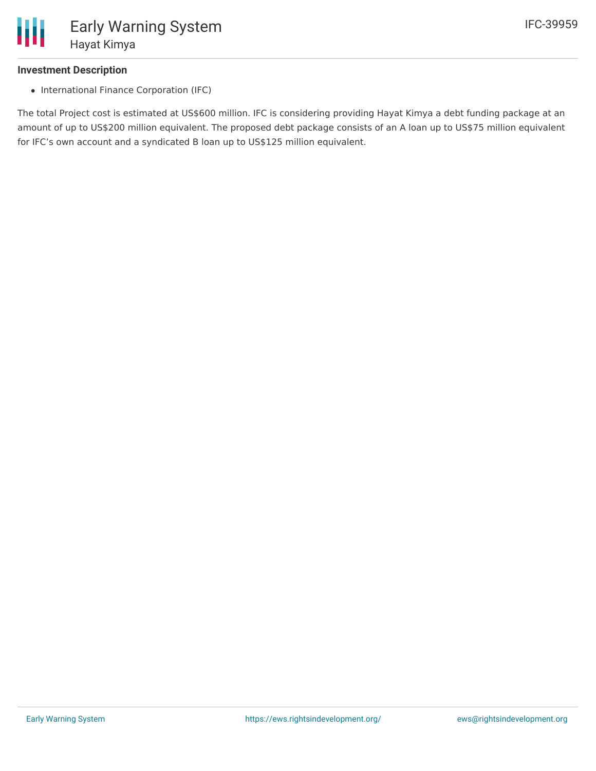### Investment Description

- International Finance Corporation (IFC)

The total Project cost is estimated at US$600 million. IFC is considering providing Hayat Kimya a debt funding package at an amount of up to US$200 million equivalent. The proposed debt package consists of an A loan up to US$75 million equivalent for IFC's own account and a syndicated B loan up to US$125 million equivalent.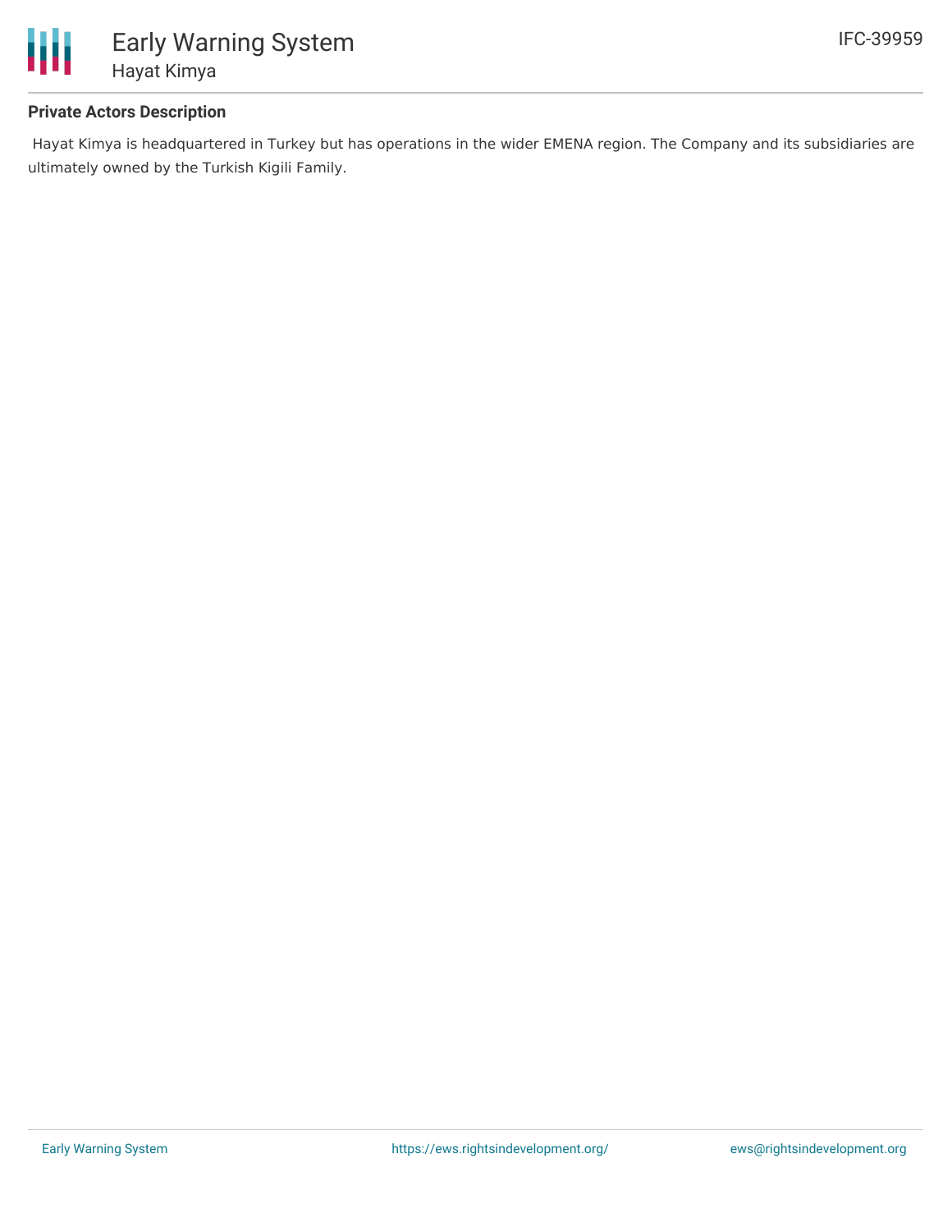### Private Actors Description

Hayat Kimya is headquartered in Turkey but has operations in the wider EMENA region. The Company and its subsidiaries are ultimately owned by the Turkish Kigili Family.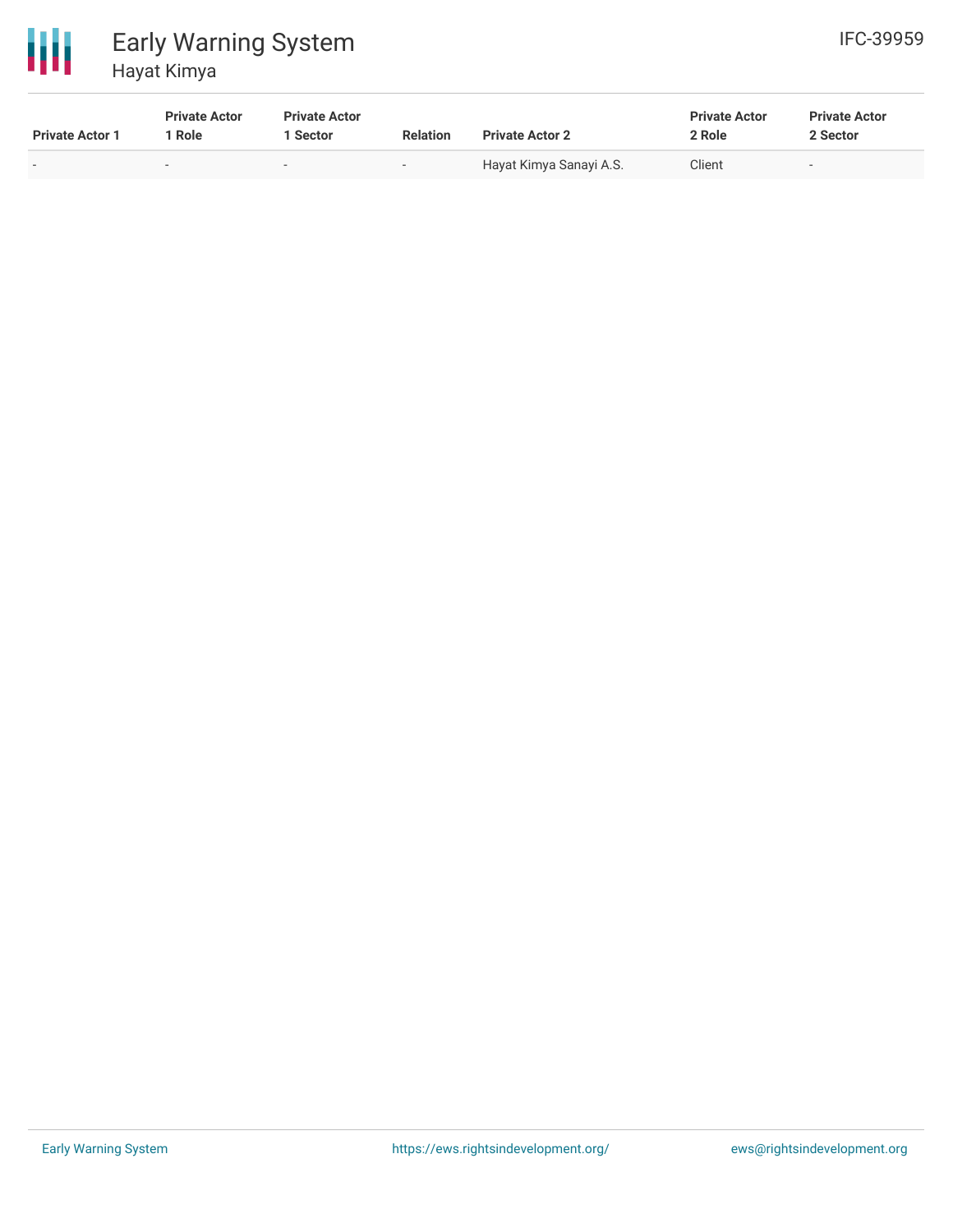| Private Actor 1 | Private Actor 1 Role | Private Actor 1 Sector | Relation | Private Actor 2 | Private Actor 2 Role | Private Actor 2 Sector |
|---|---|---|---|---|---|---|
| - | - | - | - | Hayat Kimya Sanayi A.S. | Client | - |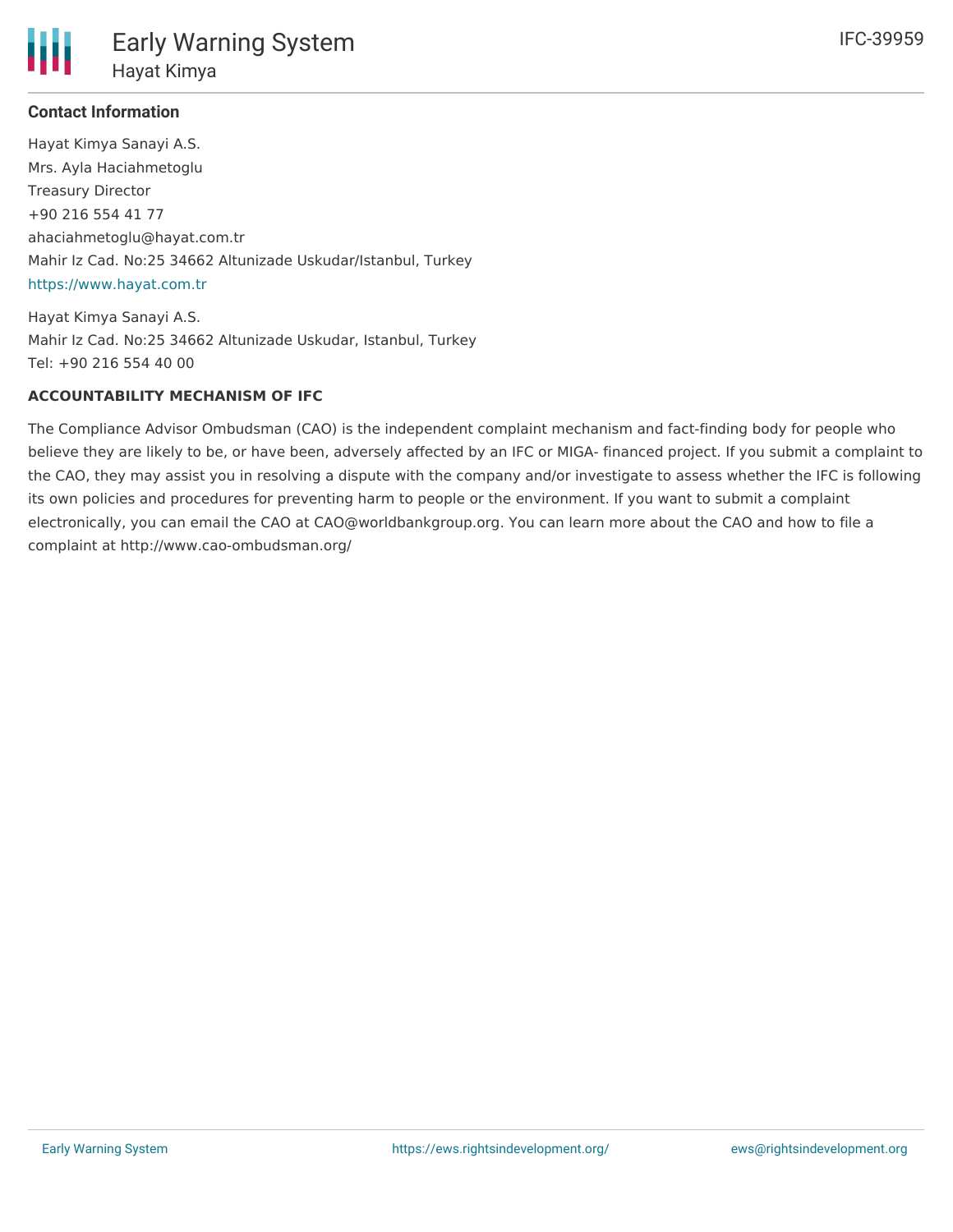### Contact Information

Hayat Kimya Sanayi A.S.
Mrs. Ayla Haciahmetoglu
Treasury Director
+90 216 554 41 77
ahaciahmetoglu@hayat.com.tr
Mahir Iz Cad. No:25 34662 Altunizade Uskudar/Istanbul, Turkey
https://www.hayat.com.tr

Hayat Kimya Sanayi A.S.
Mahir Iz Cad. No:25 34662 Altunizade Uskudar, Istanbul, Turkey
Tel: +90 216 554 40 00

**ACCOUNTABILITY MECHANISM OF IFC**

The Compliance Advisor Ombudsman (CAO) is the independent complaint mechanism and fact-finding body for people who believe they are likely to be, or have been, adversely affected by an IFC or MIGA- financed project. If you submit a complaint to the CAO, they may assist you in resolving a dispute with the company and/or investigate to assess whether the IFC is following its own policies and procedures for preventing harm to people or the environment. If you want to submit a complaint electronically, you can email the CAO at CAO@worldbankgroup.org. You can learn more about the CAO and how to file a complaint at http://www.cao-ombudsman.org/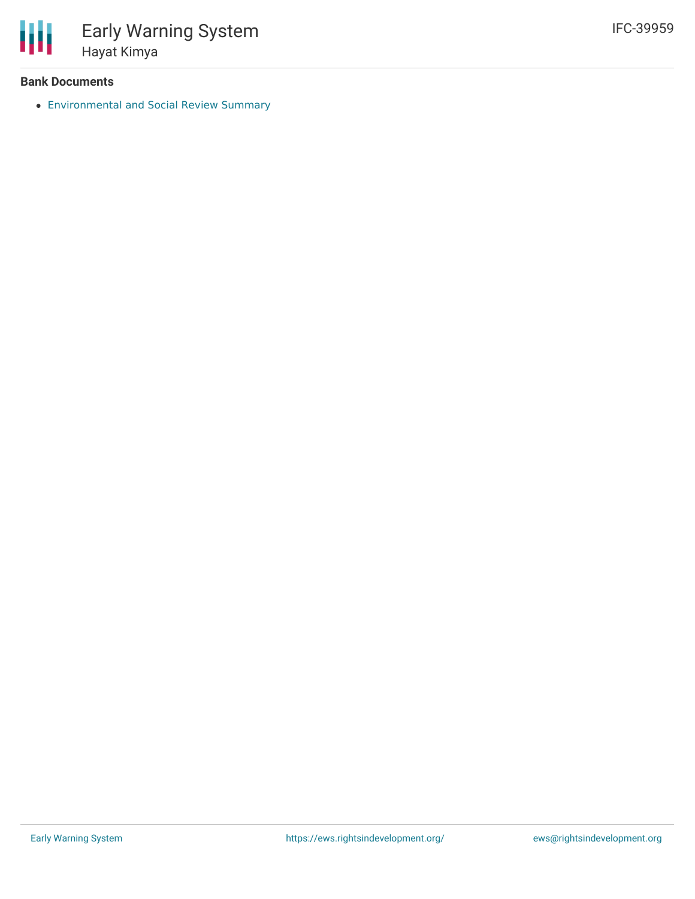**Bank Documents**

- Environmental and Social Review Summary